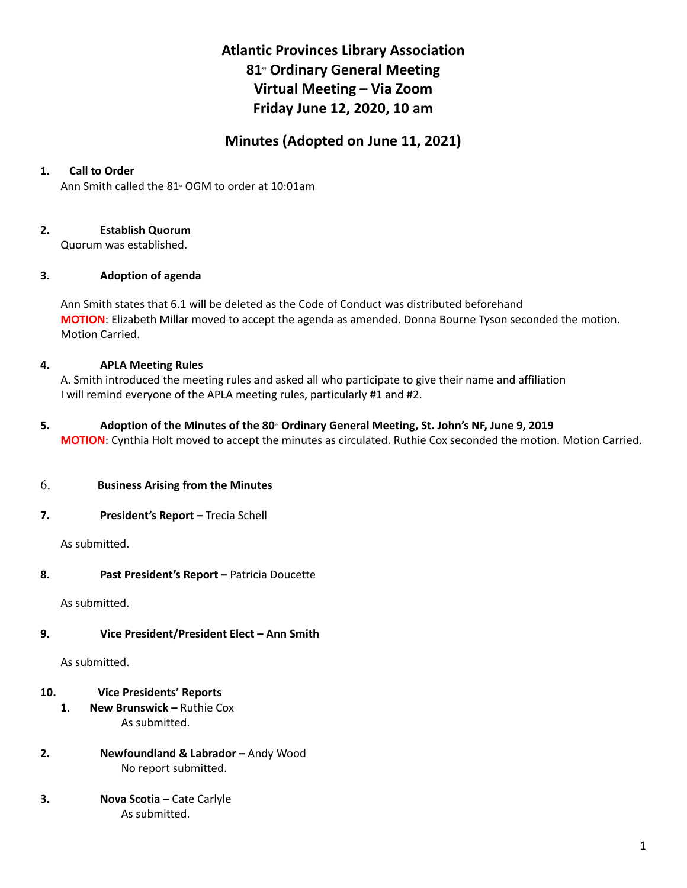# Atlantic Provinces Library Association
# 81st Ordinary General Meeting
# Virtual Meeting – Via Zoom
# Friday June 12, 2020, 10 am

## Minutes (Adopted on June 11, 2021)

**1. Call to Order**

Ann Smith called the 81st OGM to order at 10:01am

**2. Establish Quorum**

Quorum was established.

**3. Adoption of agenda**

Ann Smith states that 6.1 will be deleted as the Code of Conduct was distributed beforehand

**MOTION**: Elizabeth Millar moved to accept the agenda as amended. Donna Bourne Tyson seconded the motion. Motion Carried.

**4. APLA Meeting Rules**

A. Smith introduced the meeting rules and asked all who participate to give their name and affiliation

I will remind everyone of the APLA meeting rules, particularly #1 and #2.

**5. Adoption of the Minutes of the 80th Ordinary General Meeting, St. John's NF, June 9, 2019**

**MOTION**: Cynthia Holt moved to accept the minutes as circulated. Ruthie Cox seconded the motion. Motion Carried.

**6. Business Arising from the Minutes**

**7. President's Report –** Trecia Schell

As submitted.

**8. Past President's Report –** Patricia Doucette

As submitted.

**9. Vice President/President Elect – Ann Smith**

As submitted.

**10. Vice Presidents' Reports**

1. **New Brunswick –** Ruthie Cox

   As submitted.

2. **Newfoundland & Labrador –** Andy Wood

   No report submitted.

3. **Nova Scotia –** Cate Carlyle

   As submitted.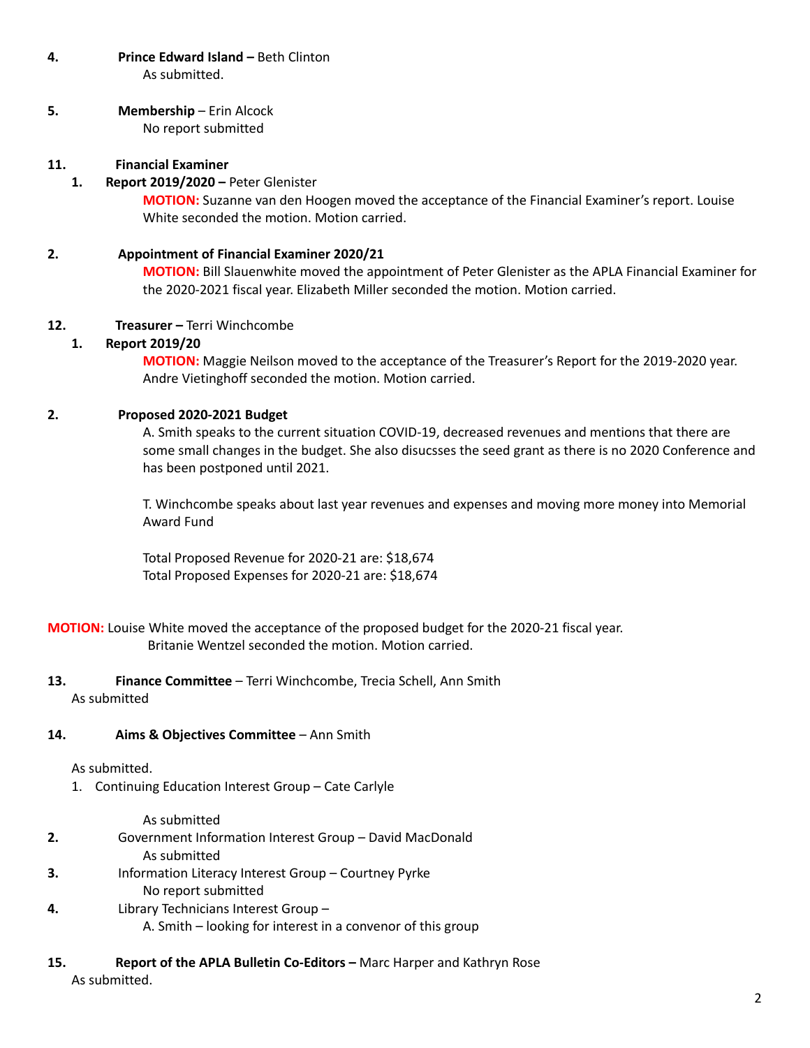**4.** **Prince Edward Island –** Beth Clinton
As submitted.

**5.** **Membership** – Erin Alcock
No report submitted

**11.** **Financial Examiner**

**1.** **Report 2019/2020 –** Peter Glenister

**MOTION:** Suzanne van den Hoogen moved the acceptance of the Financial Examiner's report. Louise White seconded the motion. Motion carried.

**2.** **Appointment of Financial Examiner 2020/21**

**MOTION:** Bill Slauenwhite moved the appointment of Peter Glenister as the APLA Financial Examiner for the 2020-2021 fiscal year. Elizabeth Miller seconded the motion. Motion carried.

**12.** **Treasurer –** Terri Winchcombe

**1.** **Report 2019/20**

**MOTION:** Maggie Neilson moved to the acceptance of the Treasurer's Report for the 2019-2020 year. Andre Vietinghoff seconded the motion. Motion carried.

**2.** **Proposed 2020-2021 Budget**

A. Smith speaks to the current situation COVID-19, decreased revenues and mentions that there are some small changes in the budget. She also disucsses the seed grant as there is no 2020 Conference and has been postponed until 2021.

T. Winchcombe speaks about last year revenues and expenses and moving more money into Memorial Award Fund

Total Proposed Revenue for 2020-21 are: $18,674
Total Proposed Expenses for 2020-21 are: $18,674

**MOTION:** Louise White moved the acceptance of the proposed budget for the 2020-21 fiscal year. Britanie Wentzel seconded the motion. Motion carried.

**13.** **Finance Committee** – Terri Winchcombe, Trecia Schell, Ann Smith
As submitted

**14.** **Aims & Objectives Committee** – Ann Smith

As submitted.

1. Continuing Education Interest Group – Cate Carlyle

   As submitted

2. Government Information Interest Group – David MacDonald

   As submitted

3. Information Literacy Interest Group – Courtney Pyrke

   No report submitted

4. Library Technicians Interest Group –

   A. Smith – looking for interest in a convenor of this group

**15.** **Report of the APLA Bulletin Co-Editors –** Marc Harper and Kathryn Rose
As submitted.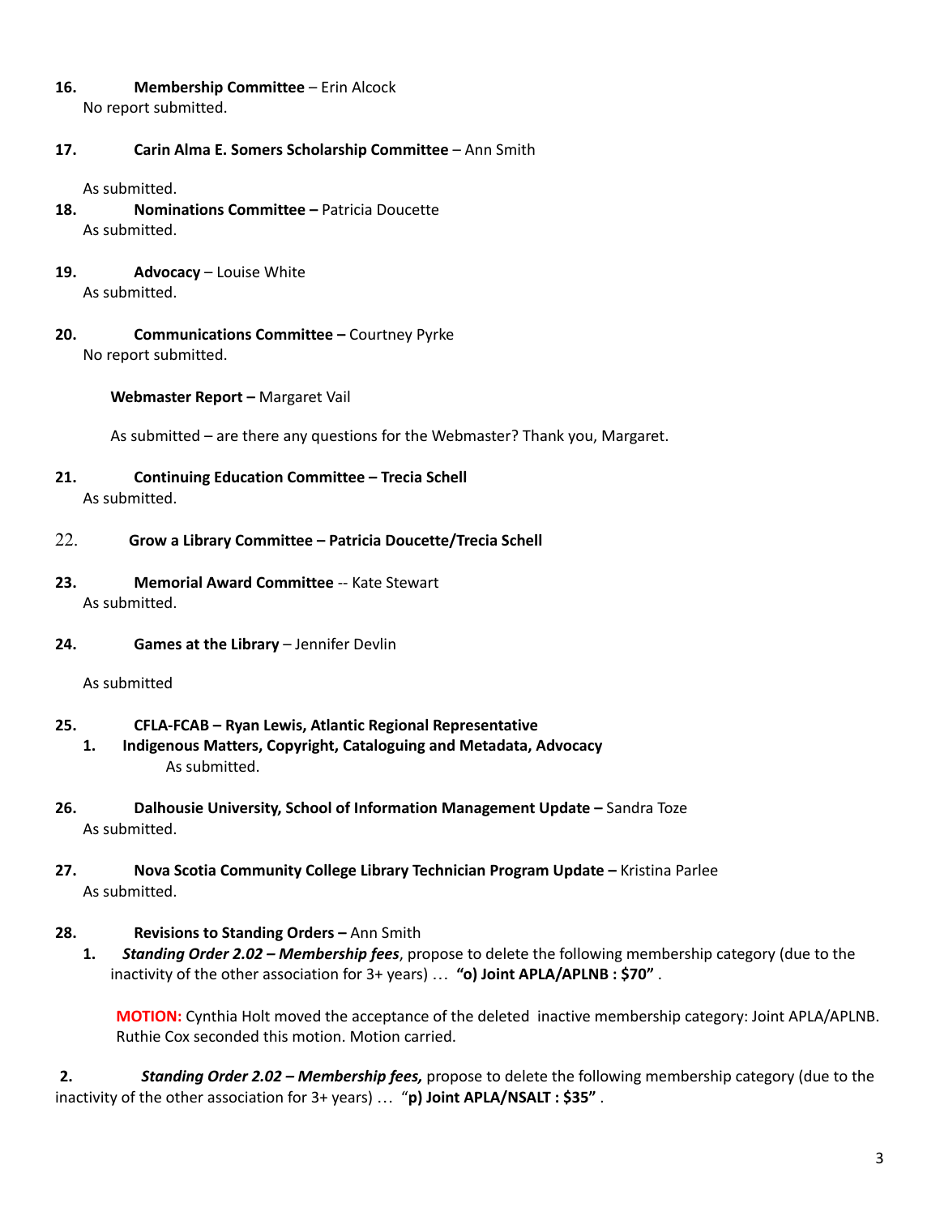**16. Membership Committee** – Erin Alcock

No report submitted.

**17. Carin Alma E. Somers Scholarship Committee** – Ann Smith

As submitted.

**18. Nominations Committee –** Patricia Doucette

As submitted.

**19. Advocacy** – Louise White

As submitted.

**20. Communications Committee –** Courtney Pyrke

No report submitted.

**Webmaster Report –** Margaret Vail

As submitted – are there any questions for the Webmaster? Thank you, Margaret.

**21. Continuing Education Committee – Trecia Schell**

As submitted.

22. **Grow a Library Committee – Patricia Doucette/Trecia Schell**

**23. Memorial Award Committee** -- Kate Stewart

As submitted.

**24. Games at the Library** – Jennifer Devlin

As submitted

**25. CFLA-FCAB – Ryan Lewis, Atlantic Regional Representative**

**1. Indigenous Matters, Copyright, Cataloguing and Metadata, Advocacy**

As submitted.

**26. Dalhousie University, School of Information Management Update –** Sandra Toze

As submitted.

**27. Nova Scotia Community College Library Technician Program Update –** Kristina Parlee

As submitted.

**28. Revisions to Standing Orders –** Ann Smith

**1.** ***Standing Order 2.02 – Membership fees***, propose to delete the following membership category (due to the inactivity of the other association for 3+ years) … **"o) Joint APLA/APLNB : $70"** .

**MOTION:** Cynthia Holt moved the acceptance of the deleted inactive membership category: Joint APLA/APLNB. Ruthie Cox seconded this motion. Motion carried.

**2.** ***Standing Order 2.02 – Membership fees,*** propose to delete the following membership category (due to the inactivity of the other association for 3+ years) … "**p) Joint APLA/NSALT : $35"** .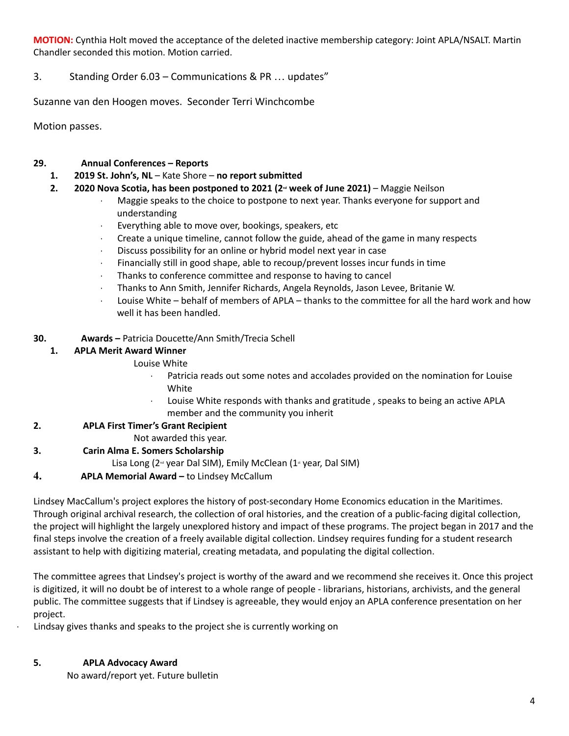**MOTION:** Cynthia Holt moved the acceptance of the deleted inactive membership category: Joint APLA/NSALT. Martin Chandler seconded this motion. Motion carried.

3. Standing Order 6.03 – Communications & PR … updates"

Suzanne van den Hoogen moves. Seconder Terri Winchcombe

Motion passes.

**29. Annual Conferences – Reports**

1. **2019 St. John's, NL** – Kate Shore – **no report submitted**
2. **2020 Nova Scotia, has been postponed to 2021 (2nd week of June 2021)** – Maggie Neilson
   - Maggie speaks to the choice to postpone to next year. Thanks everyone for support and understanding
   - Everything able to move over, bookings, speakers, etc
   - Create a unique timeline, cannot follow the guide, ahead of the game in many respects
   - Discuss possibility for an online or hybrid model next year in case
   - Financially still in good shape, able to recoup/prevent losses incur funds in time
   - Thanks to conference committee and response to having to cancel
   - Thanks to Ann Smith, Jennifer Richards, Angela Reynolds, Jason Levee, Britanie W.
   - Louise White – behalf of members of APLA – thanks to the committee for all the hard work and how well it has been handled.

**30. Awards –** Patricia Doucette/Ann Smith/Trecia Schell

1. **APLA Merit Award Winner**

   Louise White
   - Patricia reads out some notes and accolades provided on the nomination for Louise White
   - Louise White responds with thanks and gratitude , speaks to being an active APLA member and the community you inherit

2. **APLA First Timer's Grant Recipient**

   Not awarded this year.

3. **Carin Alma E. Somers Scholarship**

   Lisa Long (2nd year Dal SIM), Emily McClean (1st year, Dal SIM)

4. **APLA Memorial Award –** to Lindsey McCallum

Lindsey MacCallum's project explores the history of post-secondary Home Economics education in the Maritimes. Through original archival research, the collection of oral histories, and the creation of a public-facing digital collection, the project will highlight the largely unexplored history and impact of these programs. The project began in 2017 and the final steps involve the creation of a freely available digital collection. Lindsey requires funding for a student research assistant to help with digitizing material, creating metadata, and populating the digital collection.

The committee agrees that Lindsey's project is worthy of the award and we recommend she receives it. Once this project is digitized, it will no doubt be of interest to a whole range of people - librarians, historians, archivists, and the general public. The committee suggests that if Lindsey is agreeable, they would enjoy an APLA conference presentation on her project.

- Lindsay gives thanks and speaks to the project she is currently working on

5. **APLA Advocacy Award**

   No award/report yet. Future bulletin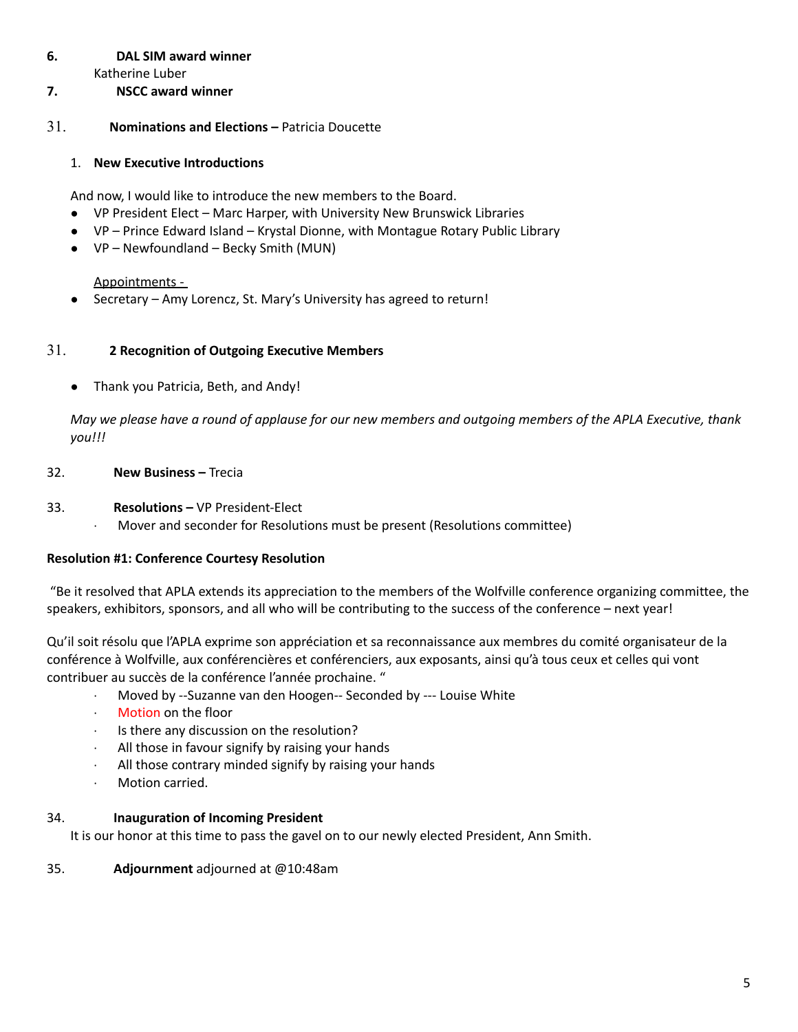6. **DAL SIM award winner**

   Katherine Luber

7. **NSCC award winner**

31. **Nominations and Elections –** Patricia Doucette

1. **New Executive Introductions**

And now, I would like to introduce the new members to the Board.

- VP President Elect – Marc Harper, with University New Brunswick Libraries
- VP – Prince Edward Island – Krystal Dionne, with Montague Rotary Public Library
- VP – Newfoundland – Becky Smith (MUN)

Appointments -

- Secretary – Amy Lorencz, St. Mary's University has agreed to return!

31. **2 Recognition of Outgoing Executive Members**

- Thank you Patricia, Beth, and Andy!

*May we please have a round of applause for our new members and outgoing members of the APLA Executive, thank you!!!*

32. **New Business –** Trecia

33. **Resolutions –** VP President-Elect
    - Mover and seconder for Resolutions must be present (Resolutions committee)

**Resolution #1: Conference Courtesy Resolution**

"Be it resolved that APLA extends its appreciation to the members of the Wolfville conference organizing committee, the speakers, exhibitors, sponsors, and all who will be contributing to the success of the conference – next year!

Qu'il soit résolu que l'APLA exprime son appréciation et sa reconnaissance aux membres du comité organisateur de la conférence à Wolfville, aux conférencières et conférenciers, aux exposants, ainsi qu'à tous ceux et celles qui vont contribuer au succès de la conférence l'année prochaine. "

- Moved by --Suzanne van den Hoogen-- Seconded by --- Louise White
- Motion on the floor
- Is there any discussion on the resolution?
- All those in favour signify by raising your hands
- All those contrary minded signify by raising your hands
- Motion carried.

34. **Inauguration of Incoming President**

    It is our honor at this time to pass the gavel on to our newly elected President, Ann Smith.

35. **Adjournment** adjourned at @10:48am